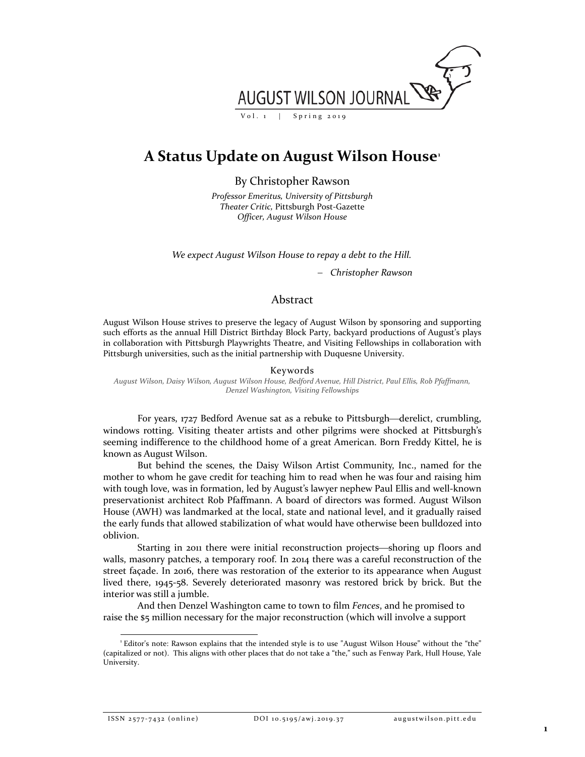# A Status Update on August Wilson House[1]

By Christopher Rawson

*Professor Emeritus, University of Pittsburgh*
*Theater Critic,* Pittsburgh Post-Gazette
*Officer, August Wilson House*

*We expect August Wilson House to repay a debt to the Hill.*

– *Christopher Rawson*

## Abstract

August Wilson House strives to preserve the legacy of August Wilson by sponsoring and supporting such efforts as the annual Hill District Birthday Block Party, backyard productions of August's plays in collaboration with Pittsburgh Playwrights Theatre, and Visiting Fellowships in collaboration with Pittsburgh universities, such as the initial partnership with Duquesne University.

### Keywords

*August Wilson, Daisy Wilson, August Wilson House, Bedford Avenue, Hill District, Paul Ellis, Rob Pfaffmann, Denzel Washington, Visiting Fellowships*

For years, 1727 Bedford Avenue sat as a rebuke to Pittsburgh—derelict, crumbling, windows rotting. Visiting theater artists and other pilgrims were shocked at Pittsburgh's seeming indifference to the childhood home of a great American. Born Freddy Kittel, he is known as August Wilson.

But behind the scenes, the Daisy Wilson Artist Community, Inc., named for the mother to whom he gave credit for teaching him to read when he was four and raising him with tough love, was in formation, led by August's lawyer nephew Paul Ellis and well-known preservationist architect Rob Pfaffmann. A board of directors was formed. August Wilson House (AWH) was landmarked at the local, state and national level, and it gradually raised the early funds that allowed stabilization of what would have otherwise been bulldozed into oblivion.

Starting in 2011 there were initial reconstruction projects—shoring up floors and walls, masonry patches, a temporary roof. In 2014 there was a careful reconstruction of the street façade. In 2016, there was restoration of the exterior to its appearance when August lived there, 1945-58. Severely deteriorated masonry was restored brick by brick. But the interior was still a jumble.

And then Denzel Washington came to town to film *Fences*, and he promised to raise the $5 million necessary for the major reconstruction (which will involve a support

[1] Editor's note: Rawson explains that the intended style is to use "August Wilson House" without the "the" (capitalized or not). This aligns with other places that do not take a "the," such as Fenway Park, Hull House, Yale University.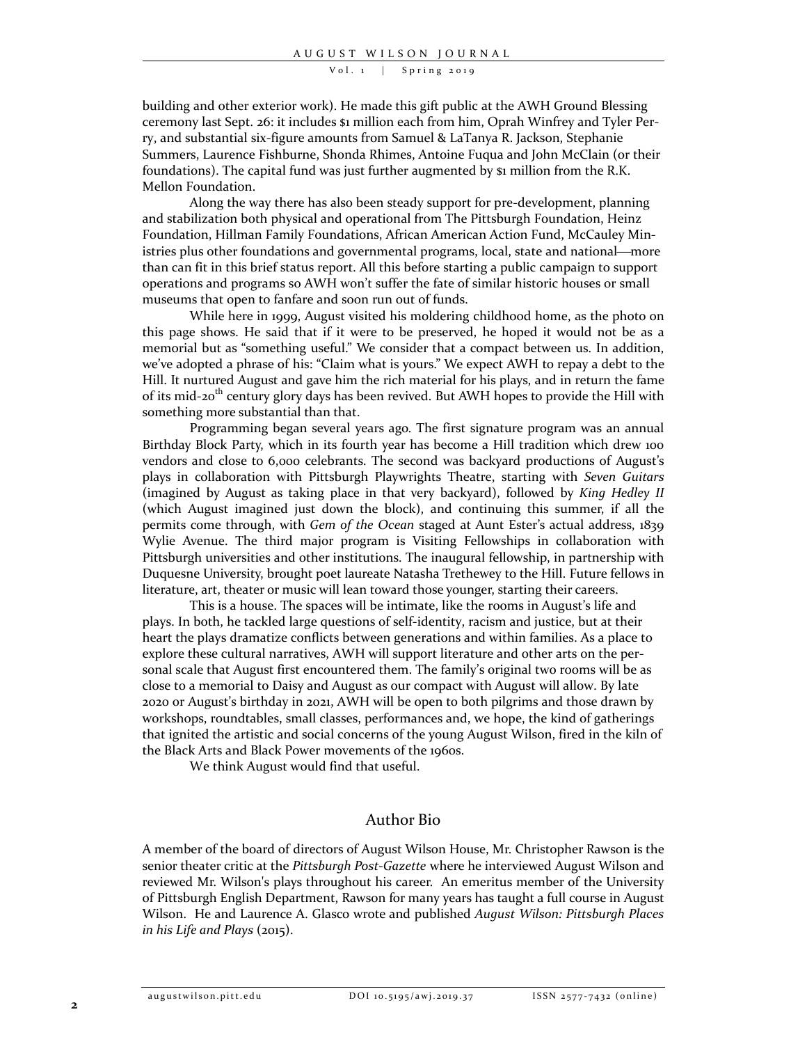building and other exterior work). He made this gift public at the AWH Ground Blessing ceremony last Sept. 26: it includes $1 million each from him, Oprah Winfrey and Tyler Perry, and substantial six-figure amounts from Samuel & LaTanya R. Jackson, Stephanie Summers, Laurence Fishburne, Shonda Rhimes, Antoine Fuqua and John McClain (or their foundations). The capital fund was just further augmented by $1 million from the R.K. Mellon Foundation.

Along the way there has also been steady support for pre-development, planning and stabilization both physical and operational from The Pittsburgh Foundation, Heinz Foundation, Hillman Family Foundations, African American Action Fund, McCauley Ministries plus other foundations and governmental programs, local, state and national—more than can fit in this brief status report. All this before starting a public campaign to support operations and programs so AWH won't suffer the fate of similar historic houses or small museums that open to fanfare and soon run out of funds.

While here in 1999, August visited his moldering childhood home, as the photo on this page shows. He said that if it were to be preserved, he hoped it would not be as a memorial but as "something useful." We consider that a compact between us. In addition, we've adopted a phrase of his: "Claim what is yours." We expect AWH to repay a debt to the Hill. It nurtured August and gave him the rich material for his plays, and in return the fame of its mid-20th century glory days has been revived. But AWH hopes to provide the Hill with something more substantial than that.

Programming began several years ago. The first signature program was an annual Birthday Block Party, which in its fourth year has become a Hill tradition which drew 100 vendors and close to 6,000 celebrants. The second was backyard productions of August's plays in collaboration with Pittsburgh Playwrights Theatre, starting with *Seven Guitars* (imagined by August as taking place in that very backyard), followed by *King Hedley II* (which August imagined just down the block), and continuing this summer, if all the permits come through, with *Gem of the Ocean* staged at Aunt Ester's actual address, 1839 Wylie Avenue. The third major program is Visiting Fellowships in collaboration with Pittsburgh universities and other institutions. The inaugural fellowship, in partnership with Duquesne University, brought poet laureate Natasha Trethewey to the Hill. Future fellows in literature, art, theater or music will lean toward those younger, starting their careers.

This is a house. The spaces will be intimate, like the rooms in August's life and plays. In both, he tackled large questions of self-identity, racism and justice, but at their heart the plays dramatize conflicts between generations and within families. As a place to explore these cultural narratives, AWH will support literature and other arts on the personal scale that August first encountered them. The family's original two rooms will be as close to a memorial to Daisy and August as our compact with August will allow. By late 2020 or August's birthday in 2021, AWH will be open to both pilgrims and those drawn by workshops, roundtables, small classes, performances and, we hope, the kind of gatherings that ignited the artistic and social concerns of the young August Wilson, fired in the kiln of the Black Arts and Black Power movements of the 1960s.

We think August would find that useful.

## Author Bio

A member of the board of directors of August Wilson House, Mr. Christopher Rawson is the senior theater critic at the *Pittsburgh Post-Gazette* where he interviewed August Wilson and reviewed Mr. Wilson's plays throughout his career. An emeritus member of the University of Pittsburgh English Department, Rawson for many years has taught a full course in August Wilson. He and Laurence A. Glasco wrote and published *August Wilson: Pittsburgh Places in his Life and Plays* (2015).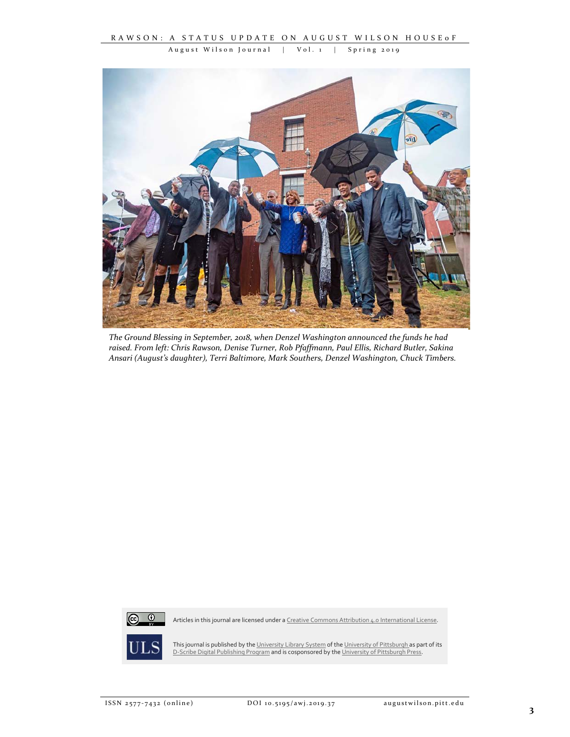*The Ground Blessing in September, 2018, when Denzel Washington announced the funds he had raised. From left: Chris Rawson, Denise Turner, Rob Pfaffmann, Paul Ellis, Richard Butler, Sakina Ansari (August's daughter), Terri Baltimore, Mark Southers, Denzel Washington, Chuck Timbers.*

Articles in this journal are licensed under a Creative Commons Attribution 4.0 International License.

This journal is published by the University Library System of the University of Pittsburgh as part of its D-Scribe Digital Publishing Program and is cosponsored by the University of Pittsburgh Press.

ISSN 2577-7432 (online) DOI 10.5195/awj.2019.37 augustwilson.pitt.edu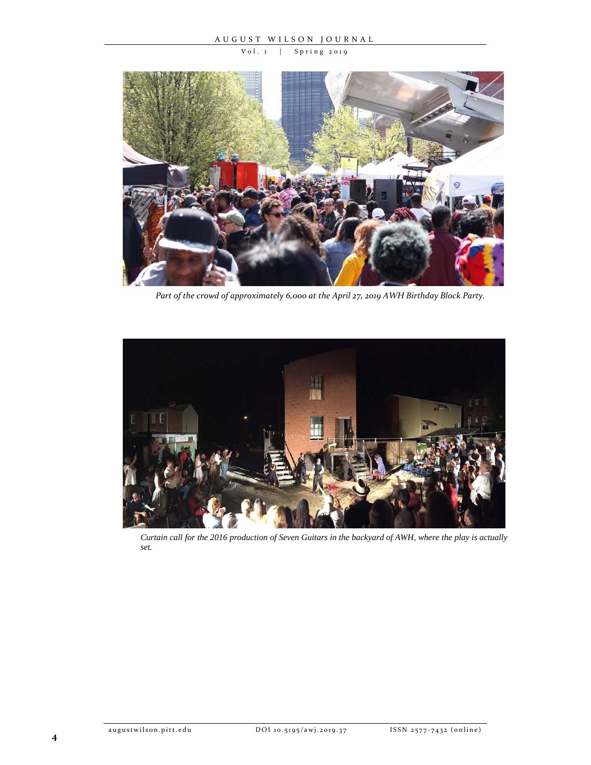*Part of the crowd of approximately 6,000 at the April 27, 2019 AWH Birthday Block Party.*

*Curtain call for the 2016 production of Seven Guitars in the backyard of AWH, where the play is actually set.*